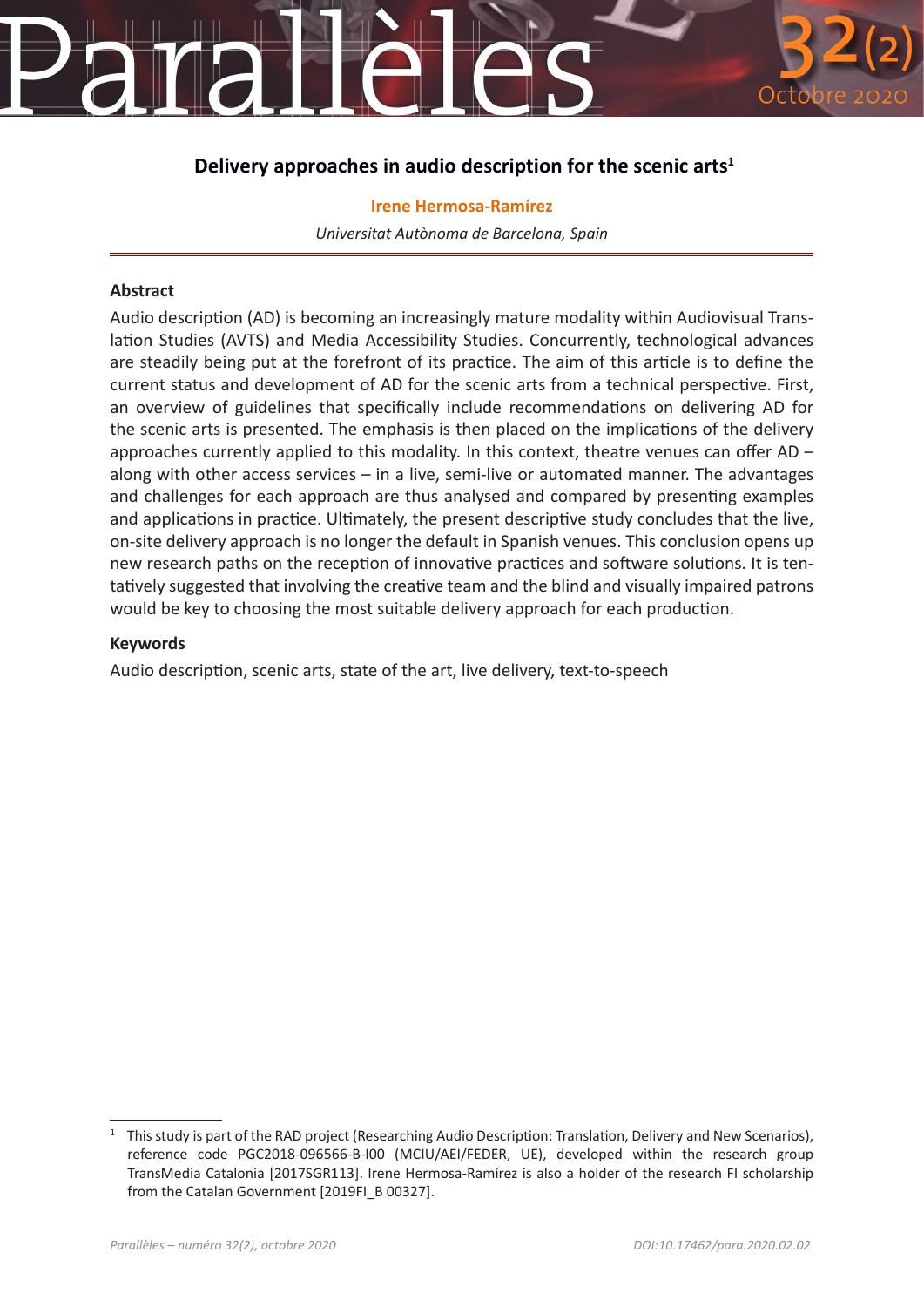# Delivery approaches in audio description for the scenic arts[1]

**Irene Hermosa-Ramírez**

*Universitat Autònoma de Barcelona, Spain*

## Abstract

Audio description (AD) is becoming an increasingly mature modality within Audiovisual Translation Studies (AVTS) and Media Accessibility Studies. Concurrently, technological advances are steadily being put at the forefront of its practice. The aim of this article is to define the current status and development of AD for the scenic arts from a technical perspective. First, an overview of guidelines that specifically include recommendations on delivering AD for the scenic arts is presented. The emphasis is then placed on the implications of the delivery approaches currently applied to this modality. In this context, theatre venues can offer AD – along with other access services – in a live, semi-live or automated manner. The advantages and challenges for each approach are thus analysed and compared by presenting examples and applications in practice. Ultimately, the present descriptive study concludes that the live, on-site delivery approach is no longer the default in Spanish venues. This conclusion opens up new research paths on the reception of innovative practices and software solutions. It is tentatively suggested that involving the creative team and the blind and visually impaired patrons would be key to choosing the most suitable delivery approach for each production.

## Keywords

Audio description, scenic arts, state of the art, live delivery, text-to-speech

---

[1] This study is part of the RAD project (Researching Audio Description: Translation, Delivery and New Scenarios), reference code PGC2018-096566-B-I00 (MCIU/AEI/FEDER, UE), developed within the research group TransMedia Catalonia [2017SGR113]. Irene Hermosa-Ramírez is also a holder of the research FI scholarship from the Catalan Government [2019FI_B 00327].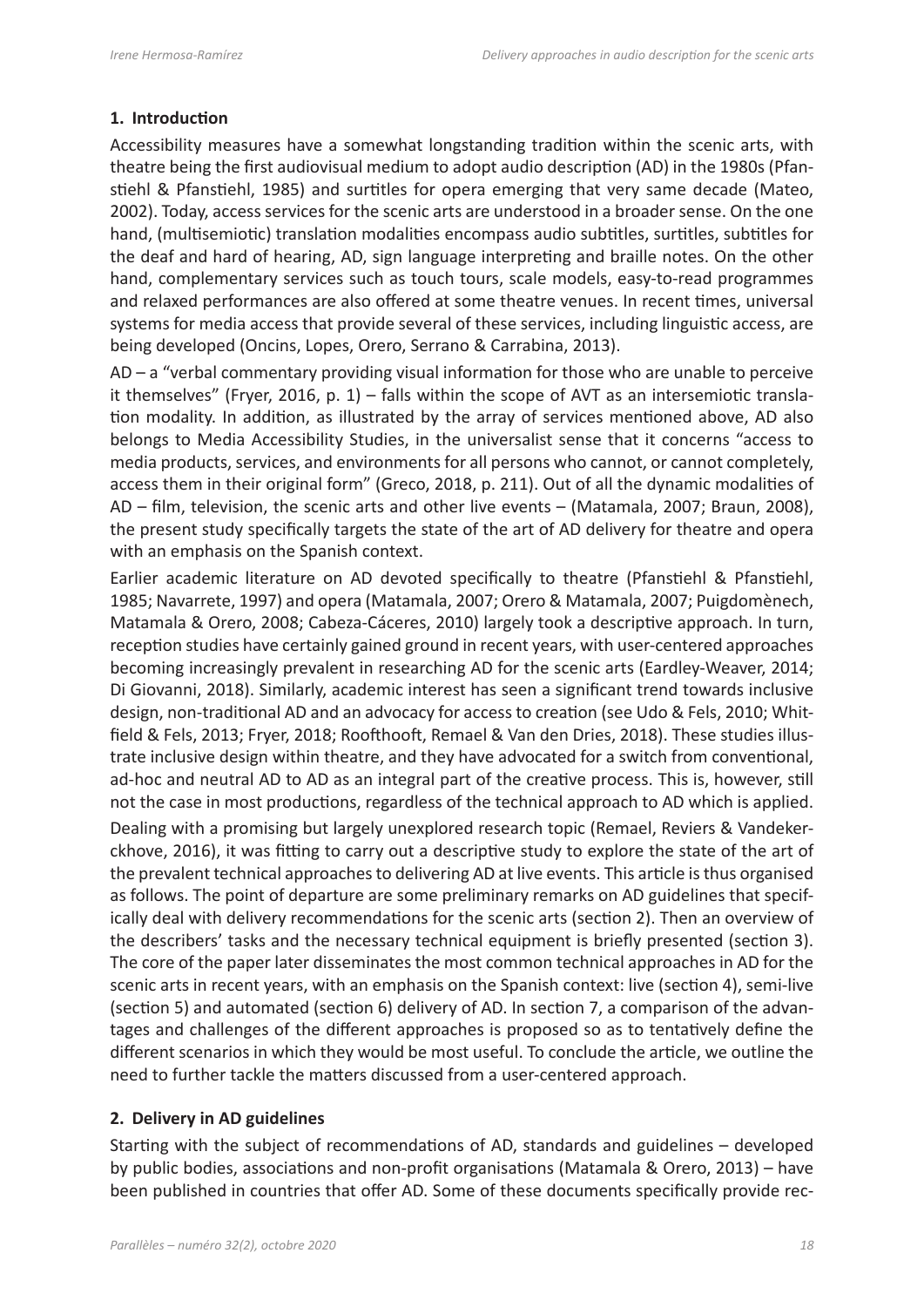## 1. Introduction

Accessibility measures have a somewhat longstanding tradition within the scenic arts, with theatre being the first audiovisual medium to adopt audio description (AD) in the 1980s (Pfanstiehl & Pfanstiehl, 1985) and surtitles for opera emerging that very same decade (Mateo, 2002). Today, access services for the scenic arts are understood in a broader sense. On the one hand, (multisemiotic) translation modalities encompass audio subtitles, surtitles, subtitles for the deaf and hard of hearing, AD, sign language interpreting and braille notes. On the other hand, complementary services such as touch tours, scale models, easy-to-read programmes and relaxed performances are also offered at some theatre venues. In recent times, universal systems for media access that provide several of these services, including linguistic access, are being developed (Oncins, Lopes, Orero, Serrano & Carrabina, 2013).

AD – a "verbal commentary providing visual information for those who are unable to perceive it themselves" (Fryer, 2016, p. 1) – falls within the scope of AVT as an intersemiotic translation modality. In addition, as illustrated by the array of services mentioned above, AD also belongs to Media Accessibility Studies, in the universalist sense that it concerns "access to media products, services, and environments for all persons who cannot, or cannot completely, access them in their original form" (Greco, 2018, p. 211). Out of all the dynamic modalities of AD – film, television, the scenic arts and other live events – (Matamala, 2007; Braun, 2008), the present study specifically targets the state of the art of AD delivery for theatre and opera with an emphasis on the Spanish context.

Earlier academic literature on AD devoted specifically to theatre (Pfanstiehl & Pfanstiehl, 1985; Navarrete, 1997) and opera (Matamala, 2007; Orero & Matamala, 2007; Puigdomènech, Matamala & Orero, 2008; Cabeza-Cáceres, 2010) largely took a descriptive approach. In turn, reception studies have certainly gained ground in recent years, with user-centered approaches becoming increasingly prevalent in researching AD for the scenic arts (Eardley-Weaver, 2014; Di Giovanni, 2018). Similarly, academic interest has seen a significant trend towards inclusive design, non-traditional AD and an advocacy for access to creation (see Udo & Fels, 2010; Whitfield & Fels, 2013; Fryer, 2018; Roofthooft, Remael & Van den Dries, 2018). These studies illustrate inclusive design within theatre, and they have advocated for a switch from conventional, ad-hoc and neutral AD to AD as an integral part of the creative process. This is, however, still not the case in most productions, regardless of the technical approach to AD which is applied.

Dealing with a promising but largely unexplored research topic (Remael, Reviers & Vandekerckhove, 2016), it was fitting to carry out a descriptive study to explore the state of the art of the prevalent technical approaches to delivering AD at live events. This article is thus organised as follows. The point of departure are some preliminary remarks on AD guidelines that specifically deal with delivery recommendations for the scenic arts (section 2). Then an overview of the describers' tasks and the necessary technical equipment is briefly presented (section 3). The core of the paper later disseminates the most common technical approaches in AD for the scenic arts in recent years, with an emphasis on the Spanish context: live (section 4), semi-live (section 5) and automated (section 6) delivery of AD. In section 7, a comparison of the advantages and challenges of the different approaches is proposed so as to tentatively define the different scenarios in which they would be most useful. To conclude the article, we outline the need to further tackle the matters discussed from a user-centered approach.

## 2. Delivery in AD guidelines

Starting with the subject of recommendations of AD, standards and guidelines – developed by public bodies, associations and non-profit organisations (Matamala & Orero, 2013) – have been published in countries that offer AD. Some of these documents specifically provide rec-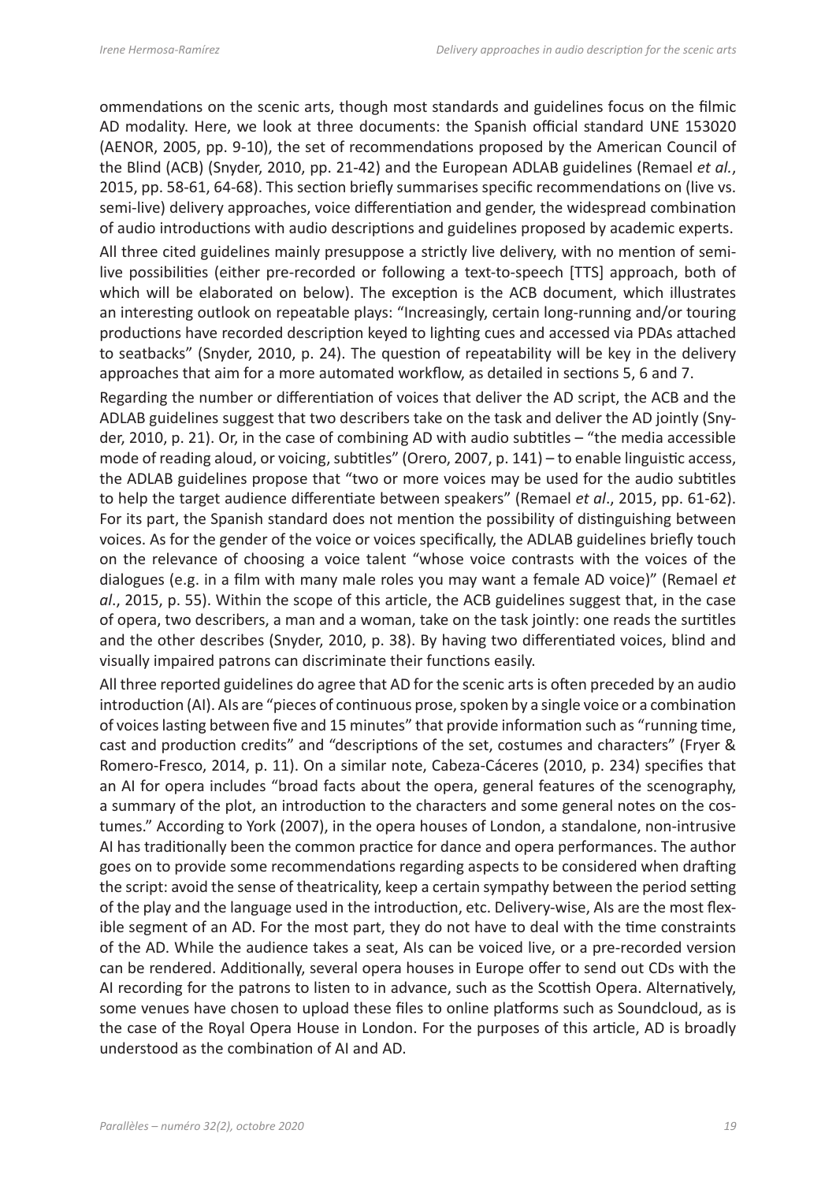ommendations on the scenic arts, though most standards and guidelines focus on the filmic AD modality. Here, we look at three documents: the Spanish official standard UNE 153020 (AENOR, 2005, pp. 9-10), the set of recommendations proposed by the American Council of the Blind (ACB) (Snyder, 2010, pp. 21-42) and the European ADLAB guidelines (Remael *et al.*, 2015, pp. 58-61, 64-68). This section briefly summarises specific recommendations on (live vs. semi-live) delivery approaches, voice differentiation and gender, the widespread combination of audio introductions with audio descriptions and guidelines proposed by academic experts.

All three cited guidelines mainly presuppose a strictly live delivery, with no mention of semi-live possibilities (either pre-recorded or following a text-to-speech [TTS] approach, both of which will be elaborated on below). The exception is the ACB document, which illustrates an interesting outlook on repeatable plays: "Increasingly, certain long-running and/or touring productions have recorded description keyed to lighting cues and accessed via PDAs attached to seatbacks" (Snyder, 2010, p. 24). The question of repeatability will be key in the delivery approaches that aim for a more automated workflow, as detailed in sections 5, 6 and 7.

Regarding the number or differentiation of voices that deliver the AD script, the ACB and the ADLAB guidelines suggest that two describers take on the task and deliver the AD jointly (Snyder, 2010, p. 21). Or, in the case of combining AD with audio subtitles – "the media accessible mode of reading aloud, or voicing, subtitles" (Orero, 2007, p. 141) – to enable linguistic access, the ADLAB guidelines propose that "two or more voices may be used for the audio subtitles to help the target audience differentiate between speakers" (Remael *et al*., 2015, pp. 61-62). For its part, the Spanish standard does not mention the possibility of distinguishing between voices. As for the gender of the voice or voices specifically, the ADLAB guidelines briefly touch on the relevance of choosing a voice talent "whose voice contrasts with the voices of the dialogues (e.g. in a film with many male roles you may want a female AD voice)" (Remael *et al*., 2015, p. 55). Within the scope of this article, the ACB guidelines suggest that, in the case of opera, two describers, a man and a woman, take on the task jointly: one reads the surtitles and the other describes (Snyder, 2010, p. 38). By having two differentiated voices, blind and visually impaired patrons can discriminate their functions easily.

All three reported guidelines do agree that AD for the scenic arts is often preceded by an audio introduction (AI). AIs are "pieces of continuous prose, spoken by a single voice or a combination of voices lasting between five and 15 minutes" that provide information such as "running time, cast and production credits" and "descriptions of the set, costumes and characters" (Fryer & Romero-Fresco, 2014, p. 11). On a similar note, Cabeza-Cáceres (2010, p. 234) specifies that an AI for opera includes "broad facts about the opera, general features of the scenography, a summary of the plot, an introduction to the characters and some general notes on the costumes." According to York (2007), in the opera houses of London, a standalone, non-intrusive AI has traditionally been the common practice for dance and opera performances. The author goes on to provide some recommendations regarding aspects to be considered when drafting the script: avoid the sense of theatricality, keep a certain sympathy between the period setting of the play and the language used in the introduction, etc. Delivery-wise, AIs are the most flexible segment of an AD. For the most part, they do not have to deal with the time constraints of the AD. While the audience takes a seat, AIs can be voiced live, or a pre-recorded version can be rendered. Additionally, several opera houses in Europe offer to send out CDs with the AI recording for the patrons to listen to in advance, such as the Scottish Opera. Alternatively, some venues have chosen to upload these files to online platforms such as Soundcloud, as is the case of the Royal Opera House in London. For the purposes of this article, AD is broadly understood as the combination of AI and AD.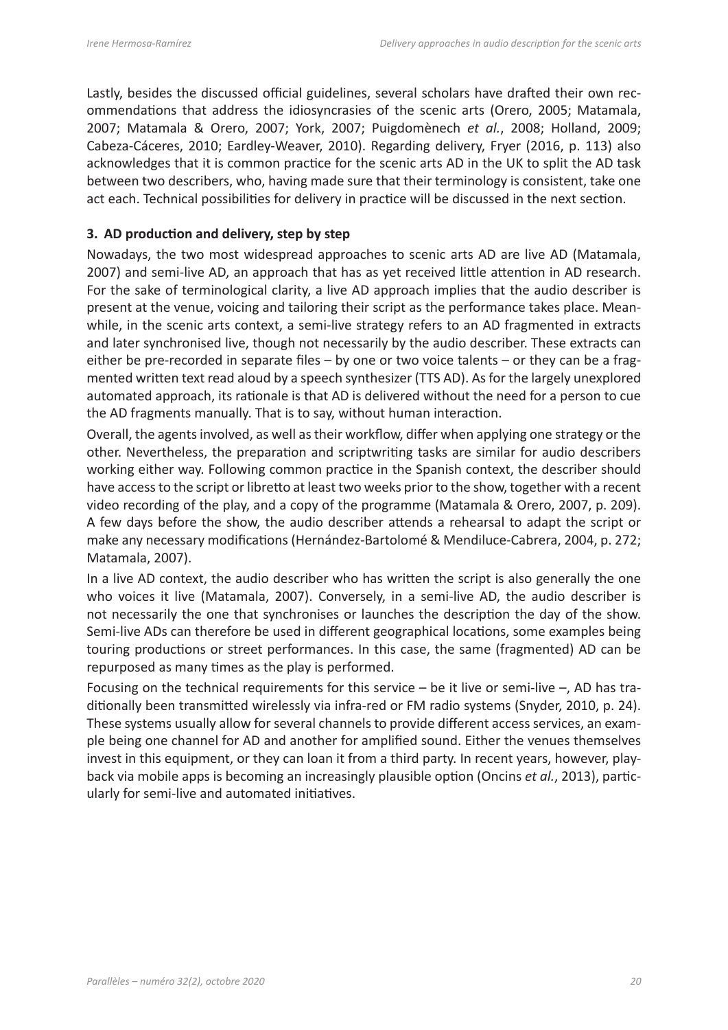Lastly, besides the discussed official guidelines, several scholars have drafted their own recommendations that address the idiosyncrasies of the scenic arts (Orero, 2005; Matamala, 2007; Matamala & Orero, 2007; York, 2007; Puigdomènech *et al.*, 2008; Holland, 2009; Cabeza-Cáceres, 2010; Eardley-Weaver, 2010). Regarding delivery, Fryer (2016, p. 113) also acknowledges that it is common practice for the scenic arts AD in the UK to split the AD task between two describers, who, having made sure that their terminology is consistent, take one act each. Technical possibilities for delivery in practice will be discussed in the next section.

## 3. AD production and delivery, step by step

Nowadays, the two most widespread approaches to scenic arts AD are live AD (Matamala, 2007) and semi-live AD, an approach that has as yet received little attention in AD research. For the sake of terminological clarity, a live AD approach implies that the audio describer is present at the venue, voicing and tailoring their script as the performance takes place. Meanwhile, in the scenic arts context, a semi-live strategy refers to an AD fragmented in extracts and later synchronised live, though not necessarily by the audio describer. These extracts can either be pre-recorded in separate files – by one or two voice talents – or they can be a fragmented written text read aloud by a speech synthesizer (TTS AD). As for the largely unexplored automated approach, its rationale is that AD is delivered without the need for a person to cue the AD fragments manually. That is to say, without human interaction.

Overall, the agents involved, as well as their workflow, differ when applying one strategy or the other. Nevertheless, the preparation and scriptwriting tasks are similar for audio describers working either way. Following common practice in the Spanish context, the describer should have access to the script or libretto at least two weeks prior to the show, together with a recent video recording of the play, and a copy of the programme (Matamala & Orero, 2007, p. 209). A few days before the show, the audio describer attends a rehearsal to adapt the script or make any necessary modifications (Hernández-Bartolomé & Mendiluce-Cabrera, 2004, p. 272; Matamala, 2007).

In a live AD context, the audio describer who has written the script is also generally the one who voices it live (Matamala, 2007). Conversely, in a semi-live AD, the audio describer is not necessarily the one that synchronises or launches the description the day of the show. Semi-live ADs can therefore be used in different geographical locations, some examples being touring productions or street performances. In this case, the same (fragmented) AD can be repurposed as many times as the play is performed.

Focusing on the technical requirements for this service – be it live or semi-live –, AD has traditionally been transmitted wirelessly via infra-red or FM radio systems (Snyder, 2010, p. 24). These systems usually allow for several channels to provide different access services, an example being one channel for AD and another for amplified sound. Either the venues themselves invest in this equipment, or they can loan it from a third party. In recent years, however, playback via mobile apps is becoming an increasingly plausible option (Oncins *et al.*, 2013), particularly for semi-live and automated initiatives.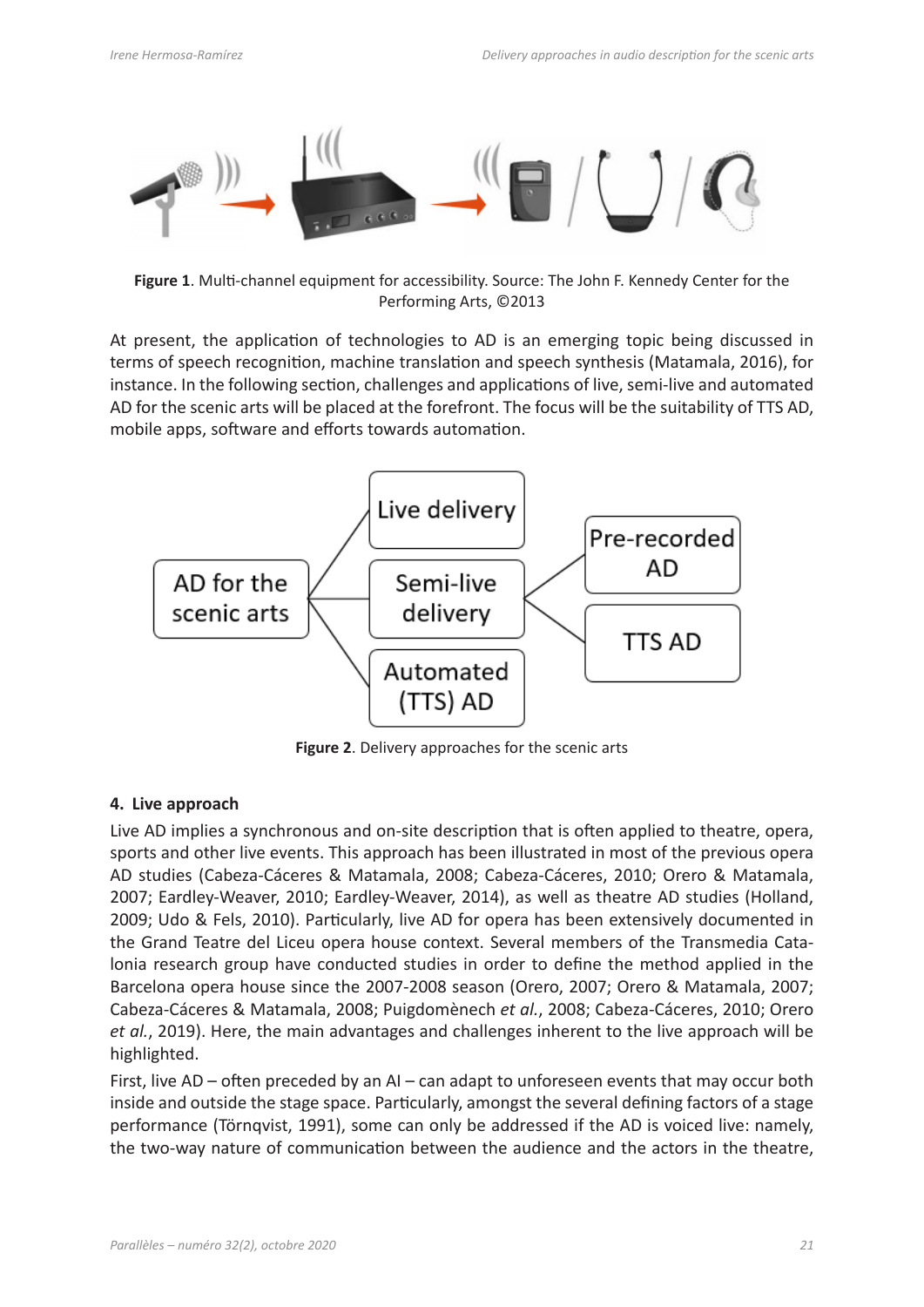**Figure 1**. Multi-channel equipment for accessibility. Source: The John F. Kennedy Center for the Performing Arts, ©2013

At present, the application of technologies to AD is an emerging topic being discussed in terms of speech recognition, machine translation and speech synthesis (Matamala, 2016), for instance. In the following section, challenges and applications of live, semi-live and automated AD for the scenic arts will be placed at the forefront. The focus will be the suitability of TTS AD, mobile apps, software and efforts towards automation.

**Figure 2**. Delivery approaches for the scenic arts

## 4. Live approach

Live AD implies a synchronous and on-site description that is often applied to theatre, opera, sports and other live events. This approach has been illustrated in most of the previous opera AD studies (Cabeza-Cáceres & Matamala, 2008; Cabeza-Cáceres, 2010; Orero & Matamala, 2007; Eardley-Weaver, 2010; Eardley-Weaver, 2014), as well as theatre AD studies (Holland, 2009; Udo & Fels, 2010). Particularly, live AD for opera has been extensively documented in the Grand Teatre del Liceu opera house context. Several members of the Transmedia Catalonia research group have conducted studies in order to define the method applied in the Barcelona opera house since the 2007-2008 season (Orero, 2007; Orero & Matamala, 2007; Cabeza-Cáceres & Matamala, 2008; Puigdomènech *et al.*, 2008; Cabeza-Cáceres, 2010; Orero *et al.*, 2019). Here, the main advantages and challenges inherent to the live approach will be highlighted.

First, live AD – often preceded by an AI – can adapt to unforeseen events that may occur both inside and outside the stage space. Particularly, amongst the several defining factors of a stage performance (Törnqvist, 1991), some can only be addressed if the AD is voiced live: namely, the two-way nature of communication between the audience and the actors in the theatre,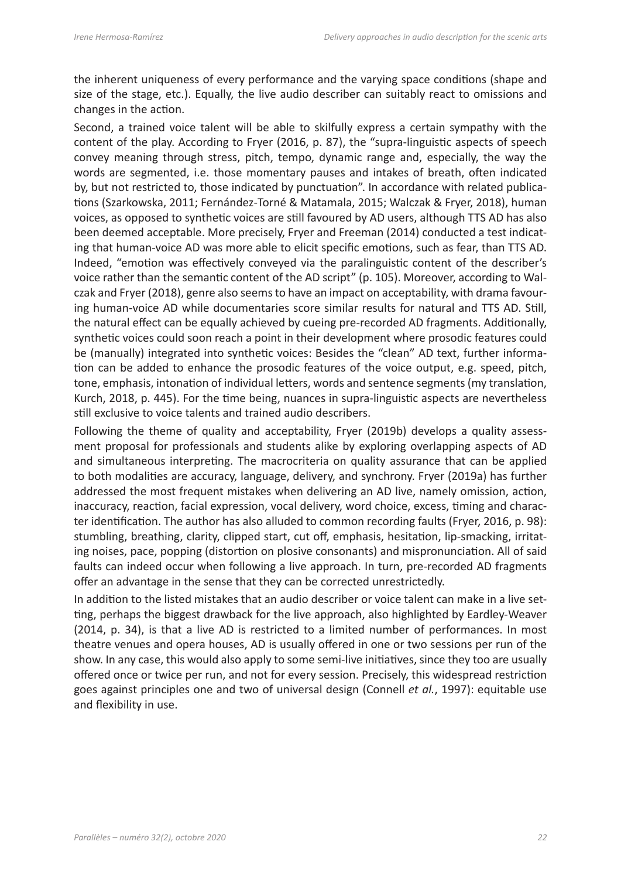the inherent uniqueness of every performance and the varying space conditions (shape and size of the stage, etc.). Equally, the live audio describer can suitably react to omissions and changes in the action.

Second, a trained voice talent will be able to skilfully express a certain sympathy with the content of the play. According to Fryer (2016, p. 87), the "supra-linguistic aspects of speech convey meaning through stress, pitch, tempo, dynamic range and, especially, the way the words are segmented, i.e. those momentary pauses and intakes of breath, often indicated by, but not restricted to, those indicated by punctuation". In accordance with related publications (Szarkowska, 2011; Fernández-Torné & Matamala, 2015; Walczak & Fryer, 2018), human voices, as opposed to synthetic voices are still favoured by AD users, although TTS AD has also been deemed acceptable. More precisely, Fryer and Freeman (2014) conducted a test indicating that human-voice AD was more able to elicit specific emotions, such as fear, than TTS AD. Indeed, "emotion was effectively conveyed via the paralinguistic content of the describer's voice rather than the semantic content of the AD script" (p. 105). Moreover, according to Walczak and Fryer (2018), genre also seems to have an impact on acceptability, with drama favouring human-voice AD while documentaries score similar results for natural and TTS AD. Still, the natural effect can be equally achieved by cueing pre-recorded AD fragments. Additionally, synthetic voices could soon reach a point in their development where prosodic features could be (manually) integrated into synthetic voices: Besides the "clean" AD text, further information can be added to enhance the prosodic features of the voice output, e.g. speed, pitch, tone, emphasis, intonation of individual letters, words and sentence segments (my translation, Kurch, 2018, p. 445). For the time being, nuances in supra-linguistic aspects are nevertheless still exclusive to voice talents and trained audio describers.

Following the theme of quality and acceptability, Fryer (2019b) develops a quality assessment proposal for professionals and students alike by exploring overlapping aspects of AD and simultaneous interpreting. The macrocriteria on quality assurance that can be applied to both modalities are accuracy, language, delivery, and synchrony. Fryer (2019a) has further addressed the most frequent mistakes when delivering an AD live, namely omission, action, inaccuracy, reaction, facial expression, vocal delivery, word choice, excess, timing and character identification. The author has also alluded to common recording faults (Fryer, 2016, p. 98): stumbling, breathing, clarity, clipped start, cut off, emphasis, hesitation, lip-smacking, irritating noises, pace, popping (distortion on plosive consonants) and mispronunciation. All of said faults can indeed occur when following a live approach. In turn, pre-recorded AD fragments offer an advantage in the sense that they can be corrected unrestrictedly.

In addition to the listed mistakes that an audio describer or voice talent can make in a live setting, perhaps the biggest drawback for the live approach, also highlighted by Eardley-Weaver (2014, p. 34), is that a live AD is restricted to a limited number of performances. In most theatre venues and opera houses, AD is usually offered in one or two sessions per run of the show. In any case, this would also apply to some semi-live initiatives, since they too are usually offered once or twice per run, and not for every session. Precisely, this widespread restriction goes against principles one and two of universal design (Connell *et al.*, 1997): equitable use and flexibility in use.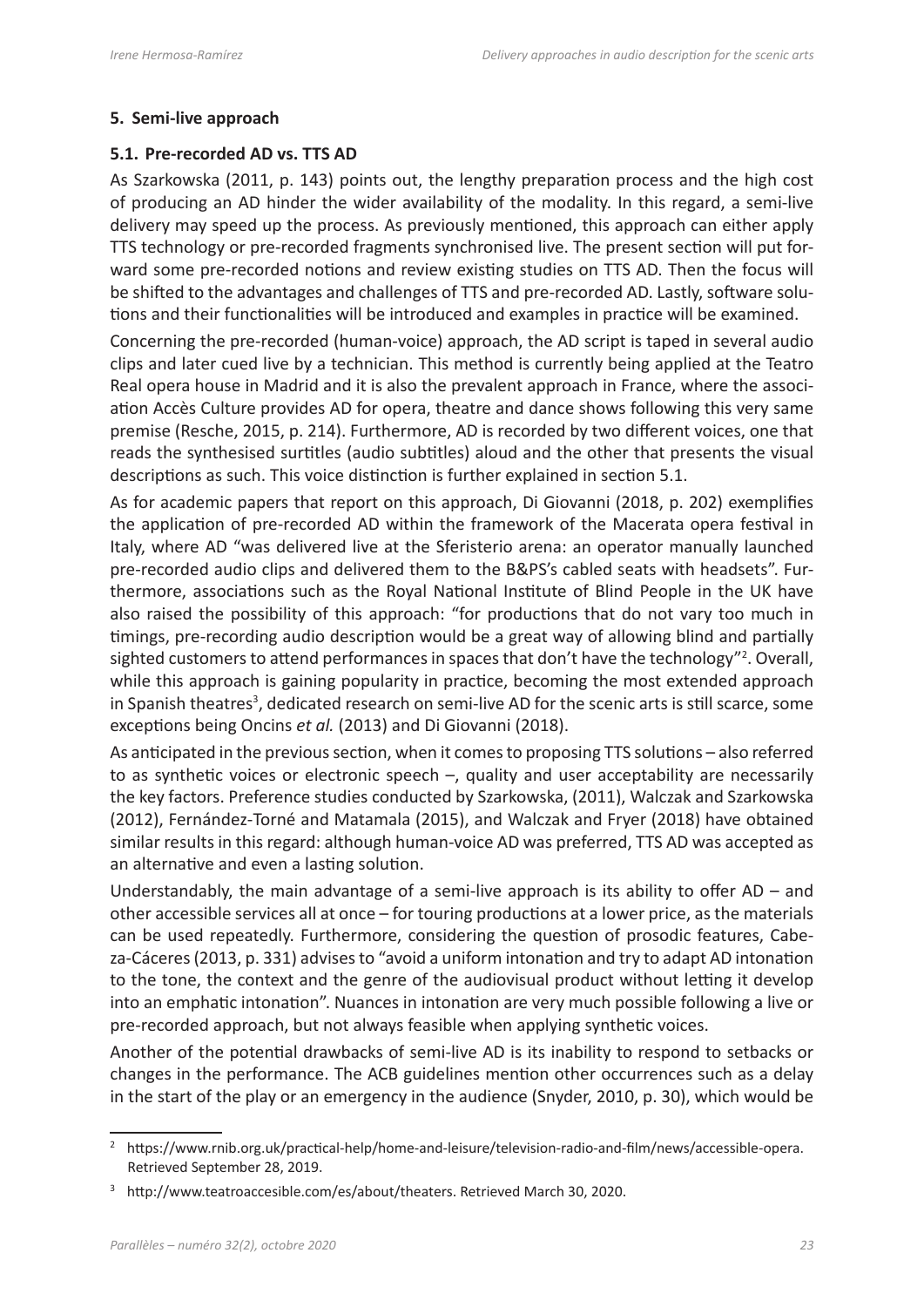## 5. Semi-live approach

### 5.1. Pre-recorded AD vs. TTS AD

As Szarkowska (2011, p. 143) points out, the lengthy preparation process and the high cost of producing an AD hinder the wider availability of the modality. In this regard, a semi-live delivery may speed up the process. As previously mentioned, this approach can either apply TTS technology or pre-recorded fragments synchronised live. The present section will put forward some pre-recorded notions and review existing studies on TTS AD. Then the focus will be shifted to the advantages and challenges of TTS and pre-recorded AD. Lastly, software solutions and their functionalities will be introduced and examples in practice will be examined.

Concerning the pre-recorded (human-voice) approach, the AD script is taped in several audio clips and later cued live by a technician. This method is currently being applied at the Teatro Real opera house in Madrid and it is also the prevalent approach in France, where the association Accès Culture provides AD for opera, theatre and dance shows following this very same premise (Resche, 2015, p. 214). Furthermore, AD is recorded by two different voices, one that reads the synthesised surtitles (audio subtitles) aloud and the other that presents the visual descriptions as such. This voice distinction is further explained in section 5.1.

As for academic papers that report on this approach, Di Giovanni (2018, p. 202) exemplifies the application of pre-recorded AD within the framework of the Macerata opera festival in Italy, where AD "was delivered live at the Sferisterio arena: an operator manually launched pre-recorded audio clips and delivered them to the B&PS's cabled seats with headsets". Furthermore, associations such as the Royal National Institute of Blind People in the UK have also raised the possibility of this approach: "for productions that do not vary too much in timings, pre-recording audio description would be a great way of allowing blind and partially sighted customers to attend performances in spaces that don't have the technology"[2]. Overall, while this approach is gaining popularity in practice, becoming the most extended approach in Spanish theatres[3], dedicated research on semi-live AD for the scenic arts is still scarce, some exceptions being Oncins *et al.* (2013) and Di Giovanni (2018).

As anticipated in the previous section, when it comes to proposing TTS solutions – also referred to as synthetic voices or electronic speech –, quality and user acceptability are necessarily the key factors. Preference studies conducted by Szarkowska, (2011), Walczak and Szarkowska (2012), Fernández-Torné and Matamala (2015), and Walczak and Fryer (2018) have obtained similar results in this regard: although human-voice AD was preferred, TTS AD was accepted as an alternative and even a lasting solution.

Understandably, the main advantage of a semi-live approach is its ability to offer AD – and other accessible services all at once – for touring productions at a lower price, as the materials can be used repeatedly. Furthermore, considering the question of prosodic features, Cabeza-Cáceres (2013, p. 331) advises to "avoid a uniform intonation and try to adapt AD intonation to the tone, the context and the genre of the audiovisual product without letting it develop into an emphatic intonation". Nuances in intonation are very much possible following a live or pre-recorded approach, but not always feasible when applying synthetic voices.

Another of the potential drawbacks of semi-live AD is its inability to respond to setbacks or changes in the performance. The ACB guidelines mention other occurrences such as a delay in the start of the play or an emergency in the audience (Snyder, 2010, p. 30), which would be

---

[2] https://www.rnib.org.uk/practical-help/home-and-leisure/television-radio-and-film/news/accessible-opera. Retrieved September 28, 2019.

[3] http://www.teatroaccesible.com/es/about/theaters. Retrieved March 30, 2020.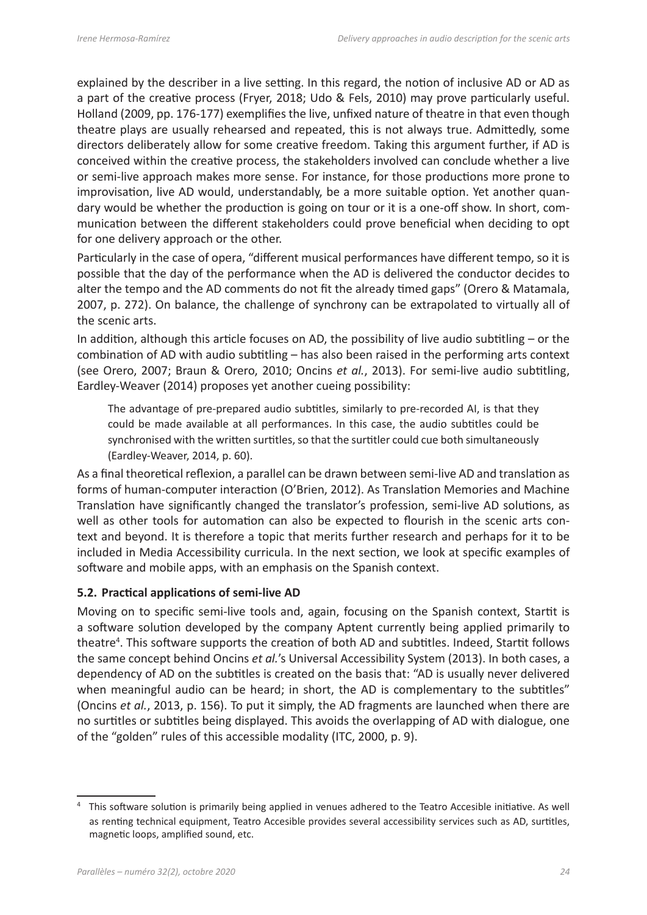explained by the describer in a live setting. In this regard, the notion of inclusive AD or AD as a part of the creative process (Fryer, 2018; Udo & Fels, 2010) may prove particularly useful. Holland (2009, pp. 176-177) exemplifies the live, unfixed nature of theatre in that even though theatre plays are usually rehearsed and repeated, this is not always true. Admittedly, some directors deliberately allow for some creative freedom. Taking this argument further, if AD is conceived within the creative process, the stakeholders involved can conclude whether a live or semi-live approach makes more sense. For instance, for those productions more prone to improvisation, live AD would, understandably, be a more suitable option. Yet another quandary would be whether the production is going on tour or it is a one-off show. In short, communication between the different stakeholders could prove beneficial when deciding to opt for one delivery approach or the other.

Particularly in the case of opera, "different musical performances have different tempo, so it is possible that the day of the performance when the AD is delivered the conductor decides to alter the tempo and the AD comments do not fit the already timed gaps" (Orero & Matamala, 2007, p. 272). On balance, the challenge of synchrony can be extrapolated to virtually all of the scenic arts.

In addition, although this article focuses on AD, the possibility of live audio subtitling – or the combination of AD with audio subtitling – has also been raised in the performing arts context (see Orero, 2007; Braun & Orero, 2010; Oncins *et al.*, 2013). For semi-live audio subtitling, Eardley-Weaver (2014) proposes yet another cueing possibility:

> The advantage of pre-prepared audio subtitles, similarly to pre-recorded AI, is that they could be made available at all performances. In this case, the audio subtitles could be synchronised with the written surtitles, so that the surtitler could cue both simultaneously (Eardley-Weaver, 2014, p. 60).

As a final theoretical reflexion, a parallel can be drawn between semi-live AD and translation as forms of human-computer interaction (O'Brien, 2012). As Translation Memories and Machine Translation have significantly changed the translator's profession, semi-live AD solutions, as well as other tools for automation can also be expected to flourish in the scenic arts context and beyond. It is therefore a topic that merits further research and perhaps for it to be included in Media Accessibility curricula. In the next section, we look at specific examples of software and mobile apps, with an emphasis on the Spanish context.

### 5.2. Practical applications of semi-live AD

Moving on to specific semi-live tools and, again, focusing on the Spanish context, Startit is a software solution developed by the company Aptent currently being applied primarily to theatre[4]. This software supports the creation of both AD and subtitles. Indeed, Startit follows the same concept behind Oncins *et al.*'s Universal Accessibility System (2013). In both cases, a dependency of AD on the subtitles is created on the basis that: "AD is usually never delivered when meaningful audio can be heard; in short, the AD is complementary to the subtitles" (Oncins *et al.*, 2013, p. 156). To put it simply, the AD fragments are launched when there are no surtitles or subtitles being displayed. This avoids the overlapping of AD with dialogue, one of the "golden" rules of this accessible modality (ITC, 2000, p. 9).

[4] This software solution is primarily being applied in venues adhered to the Teatro Accesible initiative. As well as renting technical equipment, Teatro Accesible provides several accessibility services such as AD, surtitles, magnetic loops, amplified sound, etc.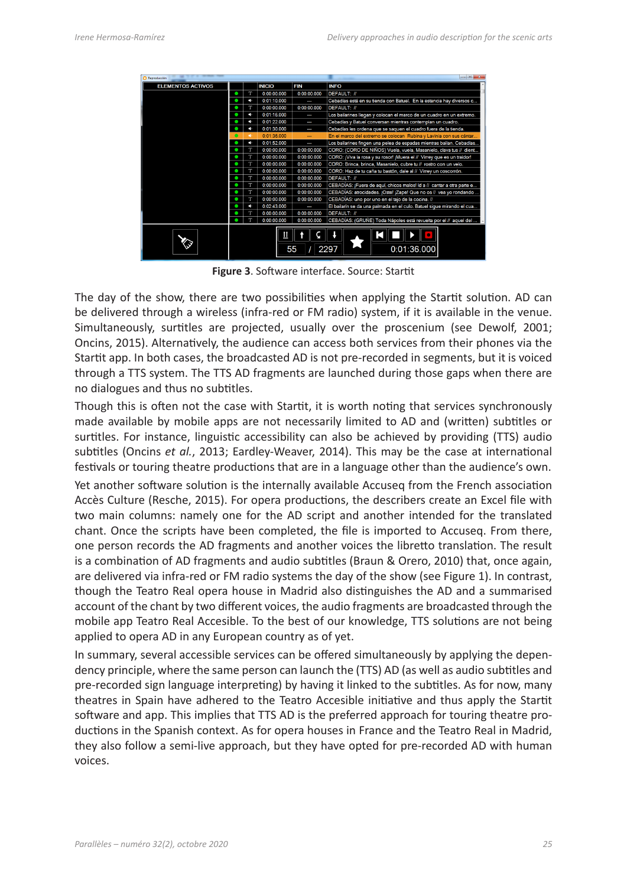**Figure 3**. Software interface. Source: Startit

The day of the show, there are two possibilities when applying the Startit solution. AD can be delivered through a wireless (infra-red or FM radio) system, if it is available in the venue. Simultaneously, surtitles are projected, usually over the proscenium (see Dewolf, 2001; Oncins, 2015). Alternatively, the audience can access both services from their phones via the Startit app. In both cases, the broadcasted AD is not pre-recorded in segments, but it is voiced through a TTS system. The TTS AD fragments are launched during those gaps when there are no dialogues and thus no subtitles.

Though this is often not the case with Startit, it is worth noting that services synchronously made available by mobile apps are not necessarily limited to AD and (written) subtitles or surtitles. For instance, linguistic accessibility can also be achieved by providing (TTS) audio subtitles (Oncins *et al.*, 2013; Eardley-Weaver, 2014). This may be the case at international festivals or touring theatre productions that are in a language other than the audience's own.

Yet another software solution is the internally available Accuseq from the French association Accès Culture (Resche, 2015). For opera productions, the describers create an Excel file with two main columns: namely one for the AD script and another intended for the translated chant. Once the scripts have been completed, the file is imported to Accuseq. From there, one person records the AD fragments and another voices the libretto translation. The result is a combination of AD fragments and audio subtitles (Braun & Orero, 2010) that, once again, are delivered via infra-red or FM radio systems the day of the show (see Figure 1). In contrast, though the Teatro Real opera house in Madrid also distinguishes the AD and a summarised account of the chant by two different voices, the audio fragments are broadcasted through the mobile app Teatro Real Accesible. To the best of our knowledge, TTS solutions are not being applied to opera AD in any European country as of yet.

In summary, several accessible services can be offered simultaneously by applying the dependency principle, where the same person can launch the (TTS) AD (as well as audio subtitles and pre-recorded sign language interpreting) by having it linked to the subtitles. As for now, many theatres in Spain have adhered to the Teatro Accesible initiative and thus apply the Startit software and app. This implies that TTS AD is the preferred approach for touring theatre productions in the Spanish context. As for opera houses in France and the Teatro Real in Madrid, they also follow a semi-live approach, but they have opted for pre-recorded AD with human voices.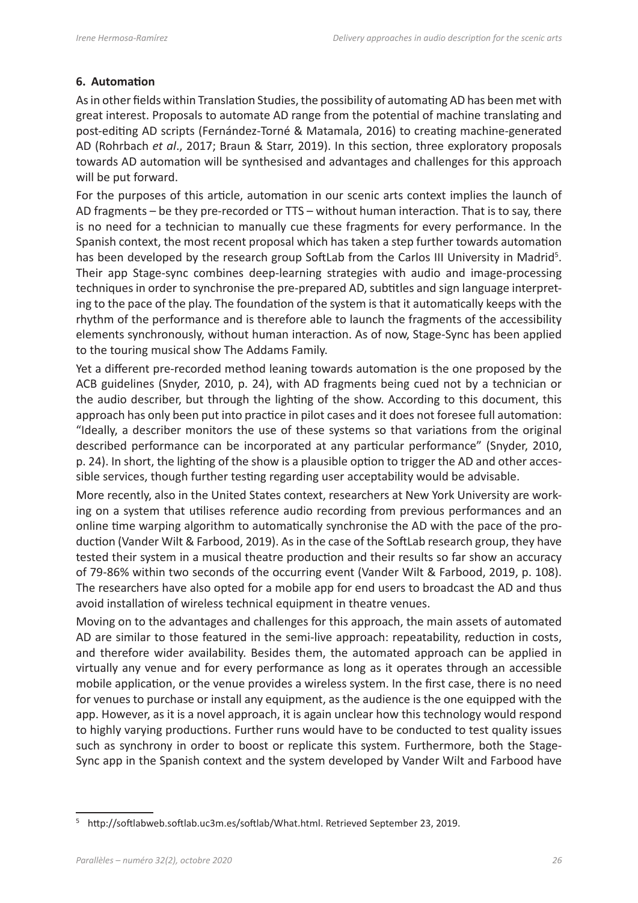## 6. Automation

As in other fields within Translation Studies, the possibility of automating AD has been met with great interest. Proposals to automate AD range from the potential of machine translating and post-editing AD scripts (Fernández-Torné & Matamala, 2016) to creating machine-generated AD (Rohrbach *et al*., 2017; Braun & Starr, 2019). In this section, three exploratory proposals towards AD automation will be synthesised and advantages and challenges for this approach will be put forward.

For the purposes of this article, automation in our scenic arts context implies the launch of AD fragments – be they pre-recorded or TTS – without human interaction. That is to say, there is no need for a technician to manually cue these fragments for every performance. In the Spanish context, the most recent proposal which has taken a step further towards automation has been developed by the research group SoftLab from the Carlos III University in Madrid[5]. Their app Stage-sync combines deep-learning strategies with audio and image-processing techniques in order to synchronise the pre-prepared AD, subtitles and sign language interpreting to the pace of the play. The foundation of the system is that it automatically keeps with the rhythm of the performance and is therefore able to launch the fragments of the accessibility elements synchronously, without human interaction. As of now, Stage-Sync has been applied to the touring musical show The Addams Family.

Yet a different pre-recorded method leaning towards automation is the one proposed by the ACB guidelines (Snyder, 2010, p. 24), with AD fragments being cued not by a technician or the audio describer, but through the lighting of the show. According to this document, this approach has only been put into practice in pilot cases and it does not foresee full automation: "Ideally, a describer monitors the use of these systems so that variations from the original described performance can be incorporated at any particular performance" (Snyder, 2010, p. 24). In short, the lighting of the show is a plausible option to trigger the AD and other accessible services, though further testing regarding user acceptability would be advisable.

More recently, also in the United States context, researchers at New York University are working on a system that utilises reference audio recording from previous performances and an online time warping algorithm to automatically synchronise the AD with the pace of the production (Vander Wilt & Farbood, 2019). As in the case of the SoftLab research group, they have tested their system in a musical theatre production and their results so far show an accuracy of 79-86% within two seconds of the occurring event (Vander Wilt & Farbood, 2019, p. 108). The researchers have also opted for a mobile app for end users to broadcast the AD and thus avoid installation of wireless technical equipment in theatre venues.

Moving on to the advantages and challenges for this approach, the main assets of automated AD are similar to those featured in the semi-live approach: repeatability, reduction in costs, and therefore wider availability. Besides them, the automated approach can be applied in virtually any venue and for every performance as long as it operates through an accessible mobile application, or the venue provides a wireless system. In the first case, there is no need for venues to purchase or install any equipment, as the audience is the one equipped with the app. However, as it is a novel approach, it is again unclear how this technology would respond to highly varying productions. Further runs would have to be conducted to test quality issues such as synchrony in order to boost or replicate this system. Furthermore, both the Stage-Sync app in the Spanish context and the system developed by Vander Wilt and Farbood have

---

[5] http://softlabweb.softlab.uc3m.es/softlab/What.html. Retrieved September 23, 2019.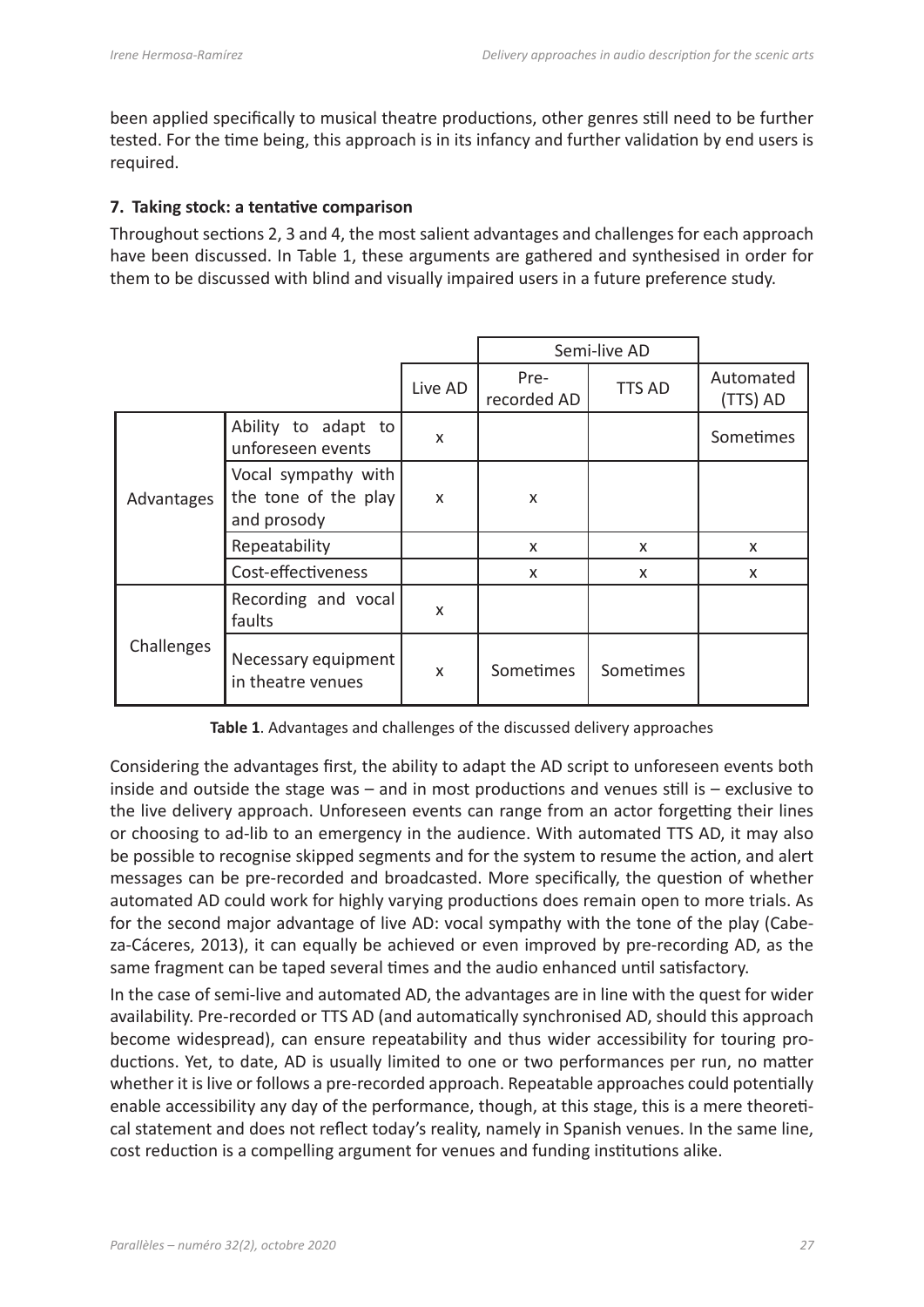been applied specifically to musical theatre productions, other genres still need to be further tested. For the time being, this approach is in its infancy and further validation by end users is required.

### 7. Taking stock: a tentative comparison

Throughout sections 2, 3 and 4, the most salient advantages and challenges for each approach have been discussed. In Table 1, these arguments are gathered and synthesised in order for them to be discussed with blind and visually impaired users in a future preference study.

| | | | Semi-live AD | | |
|---|---|---|---|---|---|
| | | Live AD | Pre-recorded AD | TTS AD | Automated (TTS) AD |
| Advantages | Ability to adapt to unforeseen events | x | | | Sometimes |
| | Vocal sympathy with the tone of the play and prosody | x | x | | |
| | Repeatability | | x | x | x |
| | Cost-effectiveness | | x | x | x |
| Challenges | Recording and vocal faults | x | | | |
| | Necessary equipment in theatre venues | x | Sometimes | Sometimes | |

**Table 1**. Advantages and challenges of the discussed delivery approaches

Considering the advantages first, the ability to adapt the AD script to unforeseen events both inside and outside the stage was – and in most productions and venues still is – exclusive to the live delivery approach. Unforeseen events can range from an actor forgetting their lines or choosing to ad-lib to an emergency in the audience. With automated TTS AD, it may also be possible to recognise skipped segments and for the system to resume the action, and alert messages can be pre-recorded and broadcasted. More specifically, the question of whether automated AD could work for highly varying productions does remain open to more trials. As for the second major advantage of live AD: vocal sympathy with the tone of the play (Cabeza-Cáceres, 2013), it can equally be achieved or even improved by pre-recording AD, as the same fragment can be taped several times and the audio enhanced until satisfactory.

In the case of semi-live and automated AD, the advantages are in line with the quest for wider availability. Pre-recorded or TTS AD (and automatically synchronised AD, should this approach become widespread), can ensure repeatability and thus wider accessibility for touring productions. Yet, to date, AD is usually limited to one or two performances per run, no matter whether it is live or follows a pre-recorded approach. Repeatable approaches could potentially enable accessibility any day of the performance, though, at this stage, this is a mere theoretical statement and does not reflect today's reality, namely in Spanish venues. In the same line, cost reduction is a compelling argument for venues and funding institutions alike.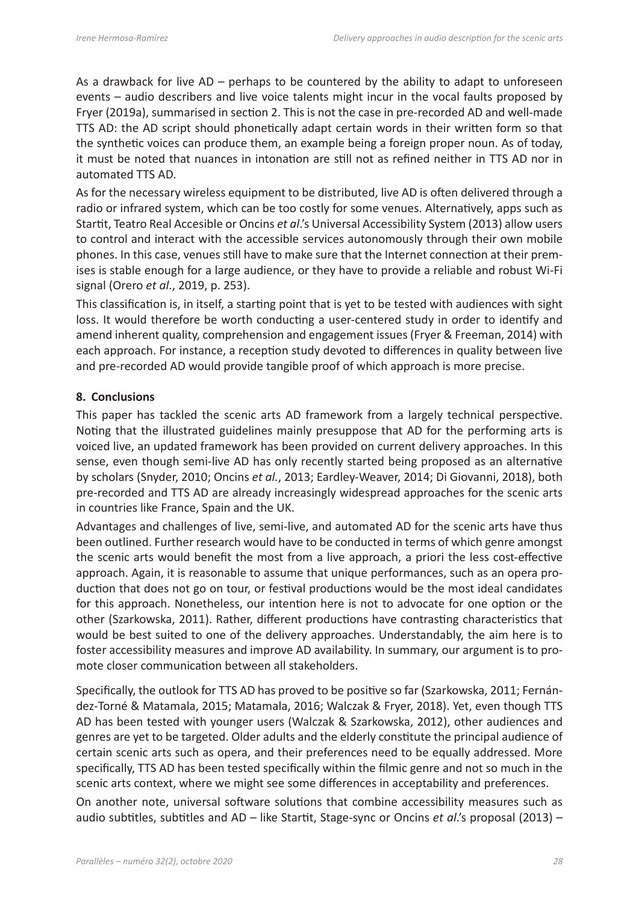As a drawback for live AD – perhaps to be countered by the ability to adapt to unforeseen events – audio describers and live voice talents might incur in the vocal faults proposed by Fryer (2019a), summarised in section 2. This is not the case in pre-recorded AD and well-made TTS AD: the AD script should phonetically adapt certain words in their written form so that the synthetic voices can produce them, an example being a foreign proper noun. As of today, it must be noted that nuances in intonation are still not as refined neither in TTS AD nor in automated TTS AD.

As for the necessary wireless equipment to be distributed, live AD is often delivered through a radio or infrared system, which can be too costly for some venues. Alternatively, apps such as Startit, Teatro Real Accesible or Oncins *et al*.'s Universal Accessibility System (2013) allow users to control and interact with the accessible services autonomously through their own mobile phones. In this case, venues still have to make sure that the Internet connection at their premises is stable enough for a large audience, or they have to provide a reliable and robust Wi-Fi signal (Orero *et al*., 2019, p. 253).

This classification is, in itself, a starting point that is yet to be tested with audiences with sight loss. It would therefore be worth conducting a user-centered study in order to identify and amend inherent quality, comprehension and engagement issues (Fryer & Freeman, 2014) with each approach. For instance, a reception study devoted to differences in quality between live and pre-recorded AD would provide tangible proof of which approach is more precise.

## 8. Conclusions

This paper has tackled the scenic arts AD framework from a largely technical perspective. Noting that the illustrated guidelines mainly presuppose that AD for the performing arts is voiced live, an updated framework has been provided on current delivery approaches. In this sense, even though semi-live AD has only recently started being proposed as an alternative by scholars (Snyder, 2010; Oncins *et al.*, 2013; Eardley-Weaver, 2014; Di Giovanni, 2018), both pre-recorded and TTS AD are already increasingly widespread approaches for the scenic arts in countries like France, Spain and the UK.

Advantages and challenges of live, semi-live, and automated AD for the scenic arts have thus been outlined. Further research would have to be conducted in terms of which genre amongst the scenic arts would benefit the most from a live approach, a priori the less cost-effective approach. Again, it is reasonable to assume that unique performances, such as an opera production that does not go on tour, or festival productions would be the most ideal candidates for this approach. Nonetheless, our intention here is not to advocate for one option or the other (Szarkowska, 2011). Rather, different productions have contrasting characteristics that would be best suited to one of the delivery approaches. Understandably, the aim here is to foster accessibility measures and improve AD availability. In summary, our argument is to promote closer communication between all stakeholders.

Specifically, the outlook for TTS AD has proved to be positive so far (Szarkowska, 2011; Fernández-Torné & Matamala, 2015; Matamala, 2016; Walczak & Fryer, 2018). Yet, even though TTS AD has been tested with younger users (Walczak & Szarkowska, 2012), other audiences and genres are yet to be targeted. Older adults and the elderly constitute the principal audience of certain scenic arts such as opera, and their preferences need to be equally addressed. More specifically, TTS AD has been tested specifically within the filmic genre and not so much in the scenic arts context, where we might see some differences in acceptability and preferences.

On another note, universal software solutions that combine accessibility measures such as audio subtitles, subtitles and AD – like Startit, Stage-sync or Oncins *et al*.'s proposal (2013) –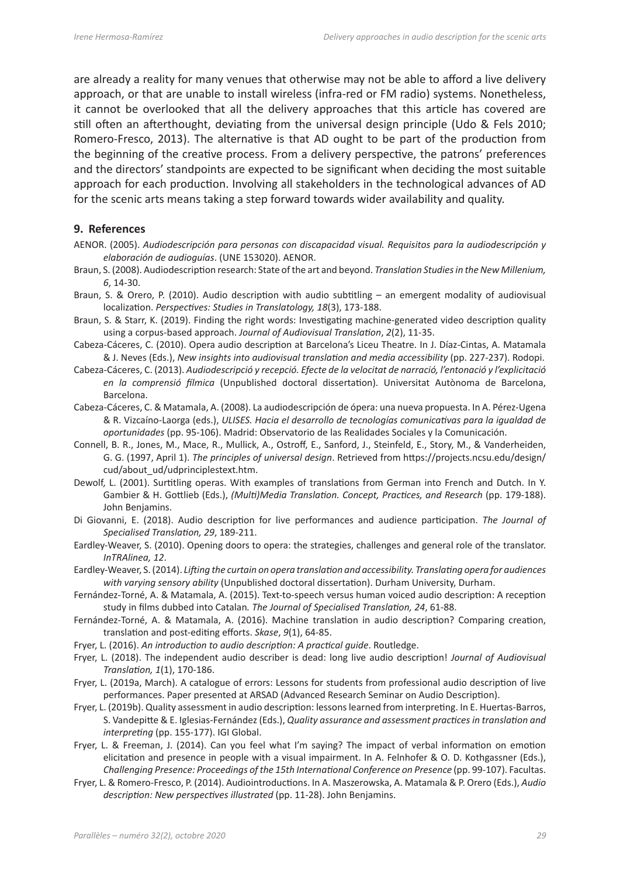are already a reality for many venues that otherwise may not be able to afford a live delivery approach, or that are unable to install wireless (infra-red or FM radio) systems. Nonetheless, it cannot be overlooked that all the delivery approaches that this article has covered are still often an afterthought, deviating from the universal design principle (Udo & Fels 2010; Romero-Fresco, 2013). The alternative is that AD ought to be part of the production from the beginning of the creative process. From a delivery perspective, the patrons' preferences and the directors' standpoints are expected to be significant when deciding the most suitable approach for each production. Involving all stakeholders in the technological advances of AD for the scenic arts means taking a step forward towards wider availability and quality.

## 9. References

AENOR. (2005). *Audiodescripción para personas con discapacidad visual. Requisitos para la audiodescripción y elaboración de audioguías*. (UNE 153020). AENOR.

Braun, S. (2008). Audiodescription research: State of the art and beyond. *Translation Studies in the New Millenium, 6*, 14-30.

Braun, S. & Orero, P. (2010). Audio description with audio subtitling – an emergent modality of audiovisual localization. *Perspectives: Studies in Translatology, 18*(3), 173-188.

Braun, S. & Starr, K. (2019). Finding the right words: Investigating machine-generated video description quality using a corpus-based approach. *Journal of Audiovisual Translation*, *2*(2), 11-35.

Cabeza-Cáceres, C. (2010). Opera audio description at Barcelona's Liceu Theatre. In J. Díaz-Cintas, A. Matamala & J. Neves (Eds.), *New insights into audiovisual translation and media accessibility* (pp. 227-237). Rodopi.

Cabeza-Cáceres, C. (2013). *Audiodescripció y recepció. Efecte de la velocitat de narració, l'entonació y l'explicitació en la comprensió fílmica* (Unpublished doctoral dissertation). Universitat Autònoma de Barcelona, Barcelona.

Cabeza-Cáceres, C. & Matamala, A. (2008). La audiodescripción de ópera: una nueva propuesta. In A. Pérez-Ugena & R. Vizcaíno-Laorga (eds.), *ULISES. Hacia el desarrollo de tecnologías comunicativas para la igualdad de oportunidades* (pp. 95-106). Madrid: Observatorio de las Realidades Sociales y la Comunicación.

Connell, B. R., Jones, M., Mace, R., Mullick, A., Ostroff, E., Sanford, J., Steinfeld, E., Story, M., & Vanderheiden, G. G. (1997, April 1). *The principles of universal design*. Retrieved from https://projects.ncsu.edu/design/cud/about_ud/udprinciplestext.htm.

Dewolf, L. (2001). Surtitling operas. With examples of translations from German into French and Dutch. In Y. Gambier & H. Gottlieb (Eds.), *(Multi)Media Translation. Concept, Practices, and Research* (pp. 179-188). John Benjamins.

Di Giovanni, E. (2018). Audio description for live performances and audience participation. *The Journal of Specialised Translation, 29*, 189-211.

Eardley-Weaver, S. (2010). Opening doors to opera: the strategies, challenges and general role of the translator. *InTRAlinea, 12*.

Eardley-Weaver, S. (2014). *Lifting the curtain on opera translation and accessibility. Translating opera for audiences with varying sensory ability* (Unpublished doctoral dissertation). Durham University, Durham.

Fernández-Torné, A. & Matamala, A. (2015). Text-to-speech versus human voiced audio description: A reception study in films dubbed into Catalan*. The Journal of Specialised Translation, 24*, 61-88.

Fernández-Torné, A. & Matamala, A. (2016). Machine translation in audio description? Comparing creation, translation and post-editing efforts. *Skase*, *9*(1), 64-85.

Fryer, L. (2016). *An introduction to audio description: A practical guide*. Routledge.

Fryer, L. (2018). The independent audio describer is dead: long live audio description! *Journal of Audiovisual Translation, 1*(1), 170-186.

Fryer, L. (2019a, March). A catalogue of errors: Lessons for students from professional audio description of live performances. Paper presented at ARSAD (Advanced Research Seminar on Audio Description).

Fryer, L. (2019b). Quality assessment in audio description: lessons learned from interpreting. In E. Huertas-Barros, S. Vandepitte & E. Iglesias-Fernández (Eds.), *Quality assurance and assessment practices in translation and interpreting* (pp. 155-177). IGI Global.

Fryer, L. & Freeman, J. (2014). Can you feel what I'm saying? The impact of verbal information on emotion elicitation and presence in people with a visual impairment. In A. Felnhofer & O. D. Kothgassner (Eds.), *Challenging Presence: Proceedings of the 15th International Conference on Presence* (pp. 99-107). Facultas.

Fryer, L. & Romero-Fresco, P. (2014). Audiointroductions. In A. Maszerowska, A. Matamala & P. Orero (Eds.), *Audio description: New perspectives illustrated* (pp. 11-28). John Benjamins.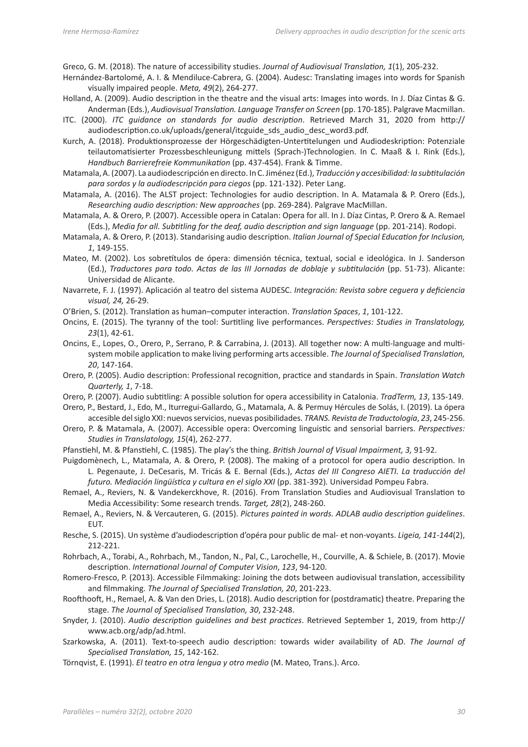Greco, G. M. (2018). The nature of accessibility studies. *Journal of Audiovisual Translation, 1*(1), 205-232.

Hernández-Bartolomé, A. I. & Mendiluce-Cabrera, G. (2004). Audesc: Translating images into words for Spanish visually impaired people. *Meta, 49*(2), 264-277.

Holland, A. (2009). Audio description in the theatre and the visual arts: Images into words. In J. Díaz Cintas & G. Anderman (Eds.), *Audiovisual Translation. Language Transfer on Screen* (pp. 170-185). Palgrave Macmillan.

ITC. (2000). *ITC guidance on standards for audio description*. Retrieved March 31, 2020 from http://audiodescription.co.uk/uploads/general/itcguide_sds_audio_desc_word3.pdf.

Kurch, A. (2018). Produktionsprozesse der Hörgeschädigten-Untertitelungen und Audiodeskription: Potenziale teilautomatisierter Prozessbeschleunigung mittels (Sprach-)Technologien. In C. Maaß & I. Rink (Eds.), *Handbuch Barrierefreie Kommunikation* (pp. 437-454). Frank & Timme.

Matamala, A. (2007). La audiodescripción en directo. In C. Jiménez (Ed.), *Traducción y accesibilidad: la subtitulación para sordos y la audiodescripción para ciegos* (pp. 121-132). Peter Lang.

Matamala, A. (2016). The ALST project: Technologies for audio description. In A. Matamala & P. Orero (Eds.), *Researching audio description: New approaches* (pp. 269-284). Palgrave MacMillan.

Matamala, A. & Orero, P. (2007). Accessible opera in Catalan: Opera for all. In J. Díaz Cintas, P. Orero & A. Remael (Eds.), *Media for all. Subtitling for the deaf, audio description and sign language* (pp. 201-214). Rodopi.

Matamala, A. & Orero, P. (2013). Standarising audio description. *Italian Journal of Special Education for Inclusion, 1*, 149-155.

Mateo, M. (2002). Los sobretítulos de ópera: dimensión técnica, textual, social e ideológica. In J. Sanderson (Ed.), *Traductores para todo. Actas de las III Jornadas de doblaje y subtitulación* (pp. 51-73). Alicante: Universidad de Alicante.

Navarrete, F. J. (1997). Aplicación al teatro del sistema AUDESC. *Integración: Revista sobre ceguera y deficiencia visual, 24,* 26-29.

O'Brien, S. (2012). Translation as human–computer interaction. *Translation Spaces*, *1*, 101-122.

Oncins, E. (2015). The tyranny of the tool: Surtitling live performances. *Perspectives: Studies in Translatology, 23*(1), 42-61.

Oncins, E., Lopes, O., Orero, P., Serrano, P. & Carrabina, J. (2013). All together now: A multi-language and multi-system mobile application to make living performing arts accessible. *The Journal of Specialised Translation, 20*, 147-164.

Orero, P. (2005). Audio description: Professional recognition, practice and standards in Spain. *Translation Watch Quarterly, 1*, 7-18.

Orero, P. (2007). Audio subtitling: A possible solution for opera accessibility in Catalonia. *TradTerm, 13*, 135-149.

Orero, P., Bestard, J., Edo, M., Iturregui-Gallardo, G., Matamala, A. & Permuy Hércules de Solás, I. (2019). La ópera accesible del siglo XXI: nuevos servicios, nuevas posibilidades. *TRANS. Revista de Traductología*, *23*, 245-256.

Orero, P. & Matamala, A. (2007). Accessible opera: Overcoming linguistic and sensorial barriers. *Perspectives: Studies in Translatology, 15*(4), 262-277.

Pfanstiehl, M. & Pfanstiehl, C. (1985). The play's the thing. *British Journal of Visual Impairment, 3,* 91-92.

Puigdomènech, L., Matamala, A. & Orero, P. (2008). The making of a protocol for opera audio description. In L. Pegenaute, J. DeCesaris, M. Tricás & E. Bernal (Eds.), *Actas del III Congreso AIETI. La traducción del futuro. Mediación lingüística y cultura en el siglo XXI* (pp. 381-392)*.* Universidad Pompeu Fabra.

Remael, A., Reviers, N. & Vandekerckhove, R. (2016). From Translation Studies and Audiovisual Translation to Media Accessibility: Some research trends. *Target, 28*(2), 248-260.

Remael, A., Reviers, N. & Vercauteren, G. (2015). *Pictures painted in words. ADLAB audio description guidelines*. EUT.

Resche, S. (2015). Un système d'audiodescription d'opéra pour public de mal- et non-voyants. *Ligeia, 141-144*(2), 212-221.

Rohrbach, A., Torabi, A., Rohrbach, M., Tandon, N., Pal, C., Larochelle, H., Courville, A. & Schiele, B. (2017). Movie description. *International Journal of Computer Vision*, *123*, 94-120.

Romero-Fresco, P. (2013). Accessible Filmmaking: Joining the dots between audiovisual translation, accessibility and filmmaking. *The Journal of Specialised Translation, 20*, 201-223.

Roofthooft, H., Remael, A. & Van den Dries, L. (2018). Audio description for (postdramatic) theatre. Preparing the stage. *The Journal of Specialised Translation, 30*, 232-248.

Snyder, J. (2010). *Audio description guidelines and best practices*. Retrieved September 1, 2019, from http://www.acb.org/adp/ad.html.

Szarkowska, A. (2011). Text-to-speech audio description: towards wider availability of AD. *The Journal of Specialised Translation, 15*, 142-162.

Törnqvist, E. (1991). *El teatro en otra lengua y otro medio* (M. Mateo, Trans.). Arco.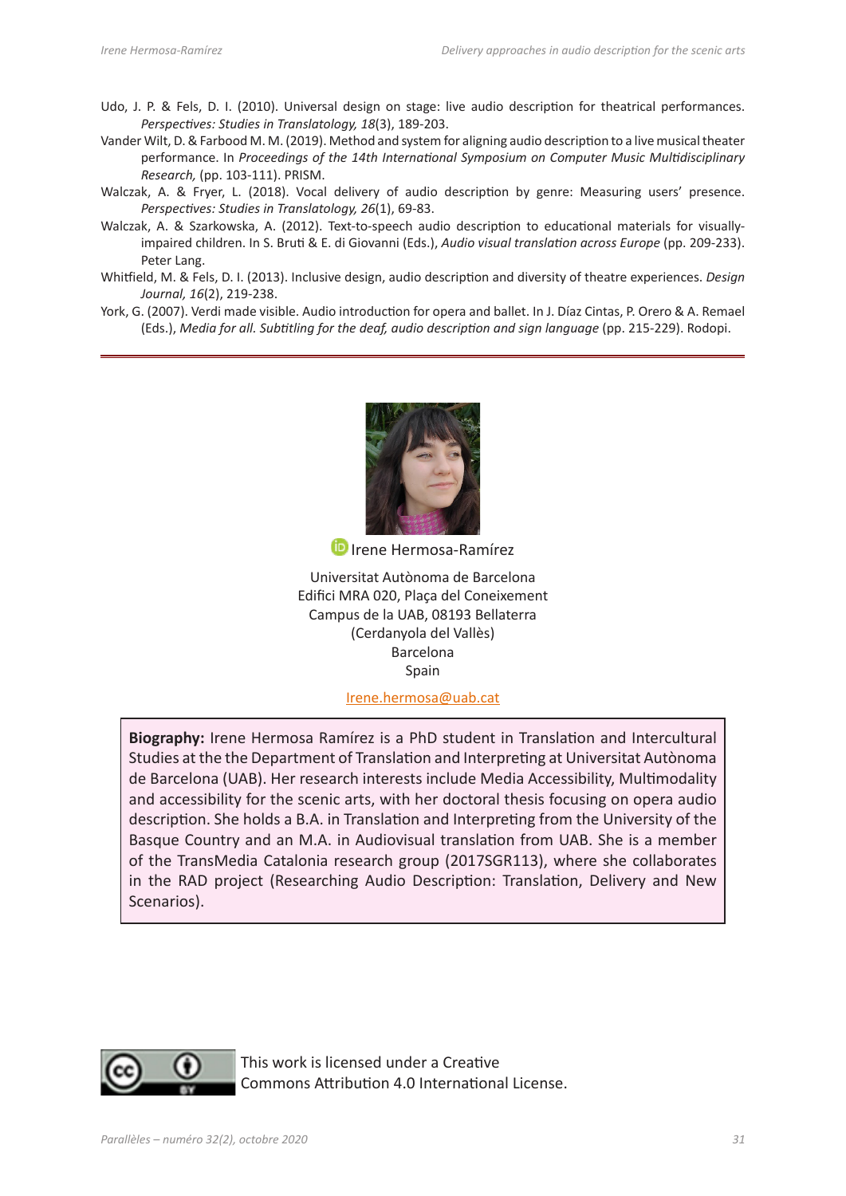Udo, J. P. & Fels, D. I. (2010). Universal design on stage: live audio description for theatrical performances. *Perspectives: Studies in Translatology, 18*(3), 189-203.

Vander Wilt, D. & Farbood M. M. (2019). Method and system for aligning audio description to a live musical theater performance. In *Proceedings of the 14th International Symposium on Computer Music Multidisciplinary Research,* (pp. 103-111). PRISM.

Walczak, A. & Fryer, L. (2018). Vocal delivery of audio description by genre: Measuring users' presence. *Perspectives: Studies in Translatology, 26*(1), 69-83.

Walczak, A. & Szarkowska, A. (2012). Text-to-speech audio description to educational materials for visually-impaired children. In S. Bruti & E. di Giovanni (Eds.), *Audio visual translation across Europe* (pp. 209-233). Peter Lang.

Whitfield, M. & Fels, D. I. (2013). Inclusive design, audio description and diversity of theatre experiences. *Design Journal, 16*(2), 219-238.

York, G. (2007). Verdi made visible. Audio introduction for opera and ballet. In J. Díaz Cintas, P. Orero & A. Remael (Eds.), *Media for all. Subtitling for the deaf, audio description and sign language* (pp. 215-229). Rodopi.

---

Irene Hermosa-Ramírez

Universitat Autònoma de Barcelona
Edifici MRA 020, Plaça del Coneixement
Campus de la UAB, 08193 Bellaterra
(Cerdanyola del Vallès)
Barcelona
Spain

Irene.hermosa@uab.cat

**Biography:** Irene Hermosa Ramírez is a PhD student in Translation and Intercultural Studies at the the Department of Translation and Interpreting at Universitat Autònoma de Barcelona (UAB). Her research interests include Media Accessibility, Multimodality and accessibility for the scenic arts, with her doctoral thesis focusing on opera audio description. She holds a B.A. in Translation and Interpreting from the University of the Basque Country and an M.A. in Audiovisual translation from UAB. She is a member of the TransMedia Catalonia research group (2017SGR113), where she collaborates in the RAD project (Researching Audio Description: Translation, Delivery and New Scenarios).

This work is licensed under a Creative Commons Attribution 4.0 International License.